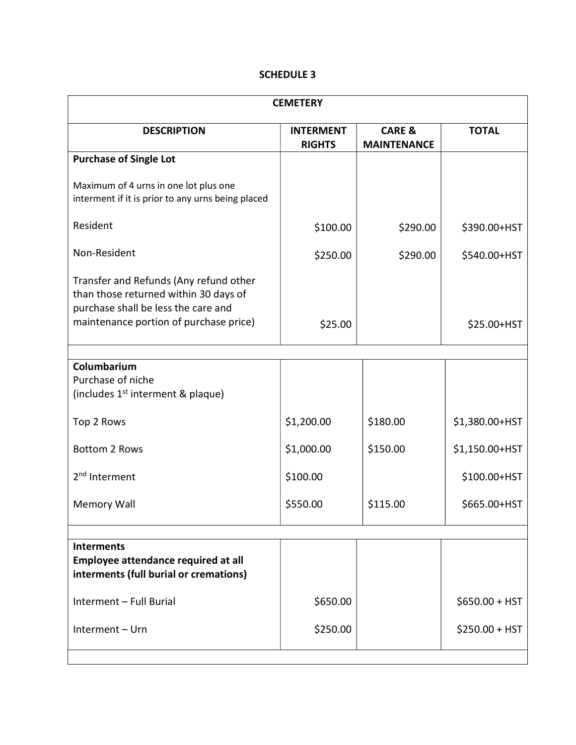## SCHEDULE 3

| CEMETERY | | | |
|---|---|---|---|
| **DESCRIPTION** | **INTERMENT RIGHTS** | **CARE & MAINTENANCE** | **TOTAL** |
| **Purchase of Single Lot** | | | |
| Maximum of 4 urns in one lot plus one interment if it is prior to any urns being placed | | | |
| Resident | $100.00 | $290.00 | $390.00+HST |
| Non-Resident | $250.00 | $290.00 | $540.00+HST |
| Transfer and Refunds (Any refund other than those returned within 30 days of purchase shall be less the care and maintenance portion of purchase price) | $25.00 | | $25.00+HST |
| | | | |
| **Columbarium** Purchase of niche (includes 1st interment & plaque) | | | |
| Top 2 Rows | $1,200.00 | $180.00 | $1,380.00+HST |
| Bottom 2 Rows | $1,000.00 | $150.00 | $1,150.00+HST |
| 2nd Interment | $100.00 | | $100.00+HST |
| Memory Wall | $550.00 | $115.00 | $665.00+HST |
| | | | |
| **Interments** **Employee attendance required at all interments (full burial or cremations)** | | | |
| Interment – Full Burial | $650.00 | | $650.00 + HST |
| Interment – Urn | $250.00 | | $250.00 + HST |
| | | | |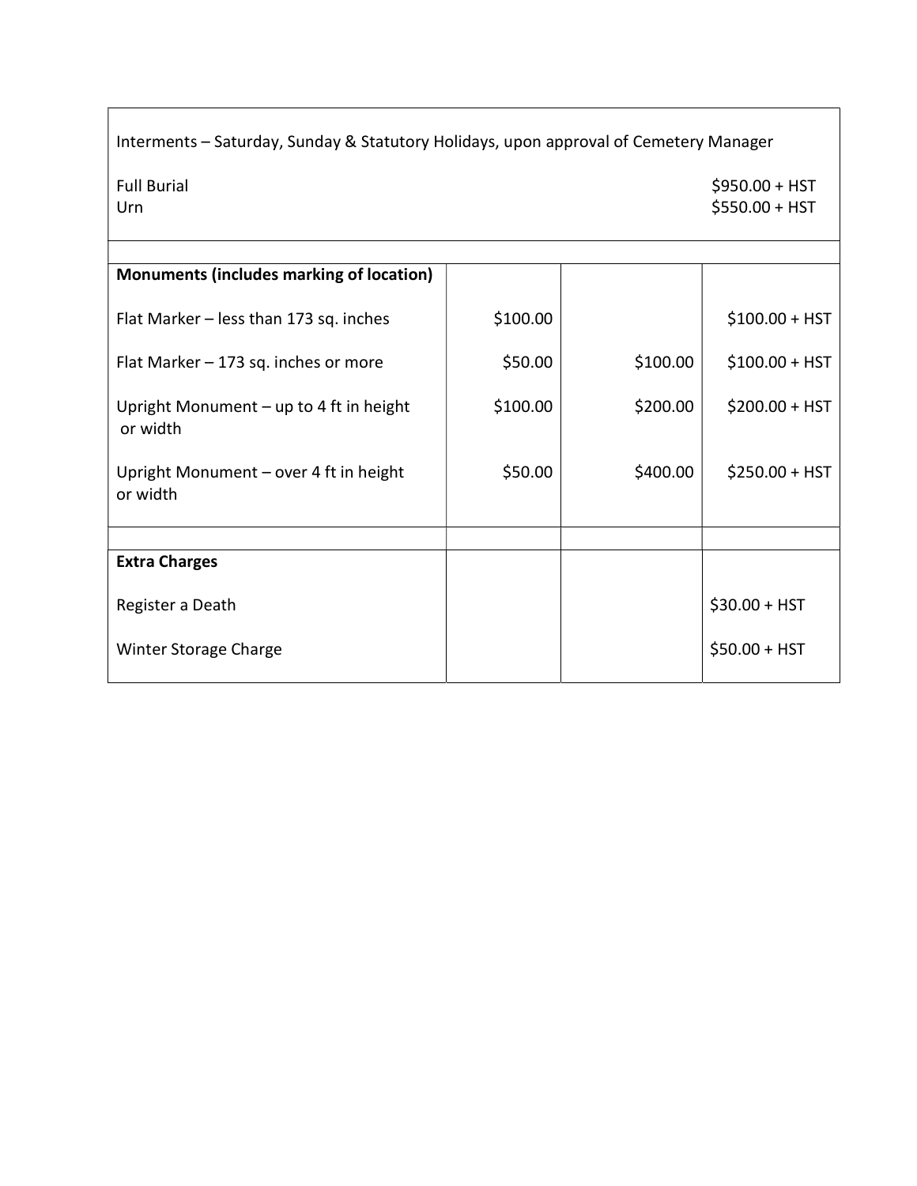Interments – Saturday, Sunday & Statutory Holidays, upon approval of Cemetery Manager

| | |
|---|---|
| Full Burial | $950.00 + HST |
| Urn | $550.00 + HST |

| | | | |
|---|---|---|---|
| **Monuments (includes marking of location)** | | | |
| Flat Marker – less than 173 sq. inches | $100.00 | | $100.00 + HST |
| Flat Marker – 173 sq. inches or more | $50.00 | $100.00 | $100.00 + HST |
| Upright Monument – up to 4 ft in height or width | $100.00 | $200.00 | $200.00 + HST |
| Upright Monument – over 4 ft in height or width | $50.00 | $400.00 | $250.00 + HST |
| | | | |
| **Extra Charges** | | | |
| Register a Death | | | $30.00 + HST |
| Winter Storage Charge | | | $50.00 + HST |